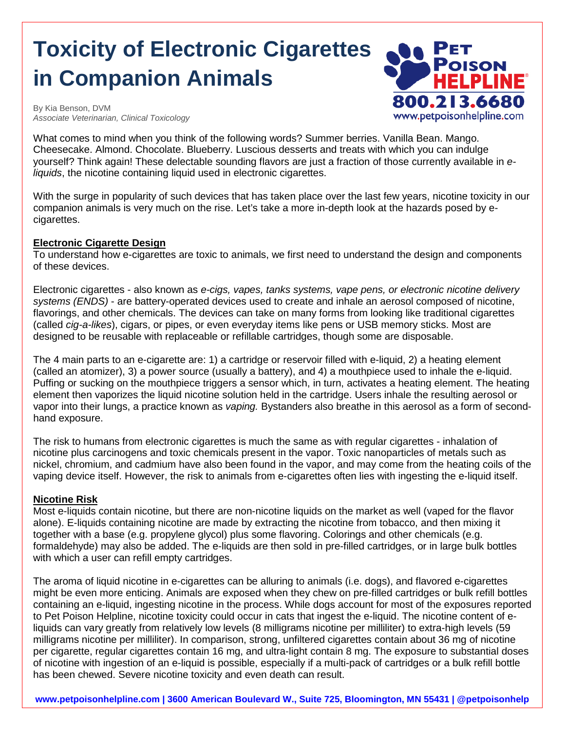# Toxicity of Electronic Cigarettes in Companion Animals

By Kia Benson, DVM
*Associate Veterinarian, Clinical Toxicology*

PET POISON HELPLINE®
800.213.6680
www.petpoisonhelpline.com

What comes to mind when you think of the following words? Summer berries. Vanilla Bean. Mango. Cheesecake. Almond. Chocolate. Blueberry. Luscious desserts and treats with which you can indulge yourself? Think again! These delectable sounding flavors are just a fraction of those currently available in *e-liquids*, the nicotine containing liquid used in electronic cigarettes.

With the surge in popularity of such devices that has taken place over the last few years, nicotine toxicity in our companion animals is very much on the rise. Let's take a more in-depth look at the hazards posed by e-cigarettes.

## Electronic Cigarette Design

To understand how e-cigarettes are toxic to animals, we first need to understand the design and components of these devices.

Electronic cigarettes - also known as *e-cigs, vapes, tanks systems, vape pens, or electronic nicotine delivery systems (ENDS)* - are battery-operated devices used to create and inhale an aerosol composed of nicotine, flavorings, and other chemicals. The devices can take on many forms from looking like traditional cigarettes (called *cig-a-likes*), cigars, or pipes, or even everyday items like pens or USB memory sticks. Most are designed to be reusable with replaceable or refillable cartridges, though some are disposable.

The 4 main parts to an e-cigarette are: 1) a cartridge or reservoir filled with e-liquid, 2) a heating element (called an atomizer), 3) a power source (usually a battery), and 4) a mouthpiece used to inhale the e-liquid. Puffing or sucking on the mouthpiece triggers a sensor which, in turn, activates a heating element. The heating element then vaporizes the liquid nicotine solution held in the cartridge. Users inhale the resulting aerosol or vapor into their lungs, a practice known as *vaping.* Bystanders also breathe in this aerosol as a form of second-hand exposure.

The risk to humans from electronic cigarettes is much the same as with regular cigarettes - inhalation of nicotine plus carcinogens and toxic chemicals present in the vapor. Toxic nanoparticles of metals such as nickel, chromium, and cadmium have also been found in the vapor, and may come from the heating coils of the vaping device itself. However, the risk to animals from e-cigarettes often lies with ingesting the e-liquid itself.

## Nicotine Risk

Most e-liquids contain nicotine, but there are non-nicotine liquids on the market as well (vaped for the flavor alone). E-liquids containing nicotine are made by extracting the nicotine from tobacco, and then mixing it together with a base (e.g. propylene glycol) plus some flavoring. Colorings and other chemicals (e.g. formaldehyde) may also be added. The e-liquids are then sold in pre-filled cartridges, or in large bulk bottles with which a user can refill empty cartridges.

The aroma of liquid nicotine in e-cigarettes can be alluring to animals (i.e. dogs), and flavored e-cigarettes might be even more enticing. Animals are exposed when they chew on pre-filled cartridges or bulk refill bottles containing an e-liquid, ingesting nicotine in the process. While dogs account for most of the exposures reported to Pet Poison Helpline, nicotine toxicity could occur in cats that ingest the e-liquid. The nicotine content of e-liquids can vary greatly from relatively low levels (8 milligrams nicotine per milliliter) to extra-high levels (59 milligrams nicotine per milliliter). In comparison, strong, unfiltered cigarettes contain about 36 mg of nicotine per cigarette, regular cigarettes contain 16 mg, and ultra-light contain 8 mg. The exposure to substantial doses of nicotine with ingestion of an e-liquid is possible, especially if a multi-pack of cartridges or a bulk refill bottle has been chewed. Severe nicotine toxicity and even death can result.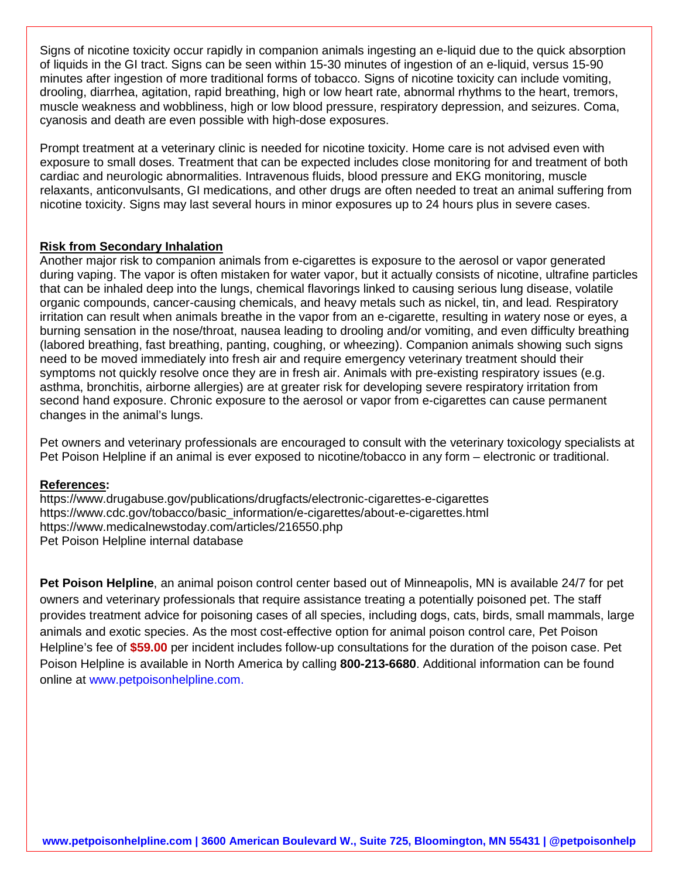Signs of nicotine toxicity occur rapidly in companion animals ingesting an e-liquid due to the quick absorption of liquids in the GI tract. Signs can be seen within 15-30 minutes of ingestion of an e-liquid, versus 15-90 minutes after ingestion of more traditional forms of tobacco. Signs of nicotine toxicity can include vomiting, drooling, diarrhea, agitation, rapid breathing, high or low heart rate, abnormal rhythms to the heart, tremors, muscle weakness and wobbliness, high or low blood pressure, respiratory depression, and seizures. Coma, cyanosis and death are even possible with high-dose exposures.

Prompt treatment at a veterinary clinic is needed for nicotine toxicity. Home care is not advised even with exposure to small doses. Treatment that can be expected includes close monitoring for and treatment of both cardiac and neurologic abnormalities. Intravenous fluids, blood pressure and EKG monitoring, muscle relaxants, anticonvulsants, GI medications, and other drugs are often needed to treat an animal suffering from nicotine toxicity. Signs may last several hours in minor exposures up to 24 hours plus in severe cases.

**Risk from Secondary Inhalation**

Another major risk to companion animals from e-cigarettes is exposure to the aerosol or vapor generated during vaping. The vapor is often mistaken for water vapor, but it actually consists of nicotine, ultrafine particles that can be inhaled deep into the lungs, chemical flavorings linked to causing serious lung disease, volatile organic compounds, cancer-causing chemicals, and heavy metals such as nickel, tin, and lead. Respiratory irritation can result when animals breathe in the vapor from an e-cigarette, resulting in watery nose or eyes, a burning sensation in the nose/throat, nausea leading to drooling and/or vomiting, and even difficulty breathing (labored breathing, fast breathing, panting, coughing, or wheezing). Companion animals showing such signs need to be moved immediately into fresh air and require emergency veterinary treatment should their symptoms not quickly resolve once they are in fresh air. Animals with pre-existing respiratory issues (e.g. asthma, bronchitis, airborne allergies) are at greater risk for developing severe respiratory irritation from second hand exposure. Chronic exposure to the aerosol or vapor from e-cigarettes can cause permanent changes in the animal's lungs.

Pet owners and veterinary professionals are encouraged to consult with the veterinary toxicology specialists at Pet Poison Helpline if an animal is ever exposed to nicotine/tobacco in any form – electronic or traditional.

**References:**

https://www.drugabuse.gov/publications/drugfacts/electronic-cigarettes-e-cigarettes
https://www.cdc.gov/tobacco/basic_information/e-cigarettes/about-e-cigarettes.html
https://www.medicalnewstoday.com/articles/216550.php
Pet Poison Helpline internal database

**Pet Poison Helpline**, an animal poison control center based out of Minneapolis, MN is available 24/7 for pet owners and veterinary professionals that require assistance treating a potentially poisoned pet. The staff provides treatment advice for poisoning cases of all species, including dogs, cats, birds, small mammals, large animals and exotic species. As the most cost-effective option for animal poison control care, Pet Poison Helpline's fee of **$59.00** per incident includes follow-up consultations for the duration of the poison case. Pet Poison Helpline is available in North America by calling **800-213-6680**. Additional information can be found online at www.petpoisonhelpline.com.

**www.petpoisonhelpline.com | 3600 American Boulevard W., Suite 725, Bloomington, MN 55431 | @petpoisonhelp**